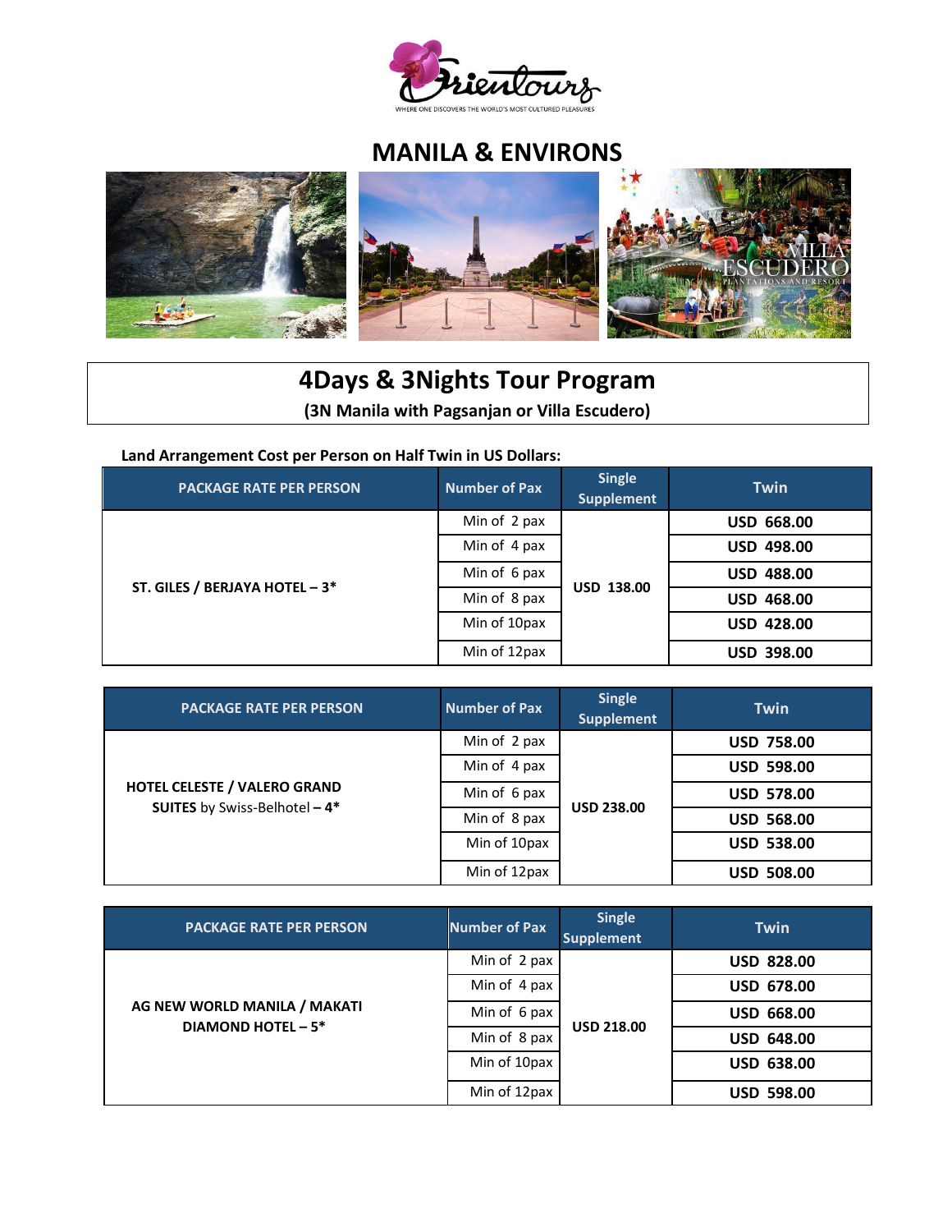# MANILA & ENVIRONS

## 4Days & 3Nights Tour Program

**(3N Manila with Pagsanjan or Villa Escudero)**

**Land Arrangement Cost per Person on Half Twin in US Dollars:**

| PACKAGE RATE PER PERSON | Number of Pax | Single Supplement | Twin |
|---|---|---|---|
| **ST. GILES / BERJAYA HOTEL – 3*** | Min of 2 pax | **USD 138.00** | **USD 668.00** |
| | Min of 4 pax | | **USD 498.00** |
| | Min of 6 pax | | **USD 488.00** |
| | Min of 8 pax | | **USD 468.00** |
| | Min of 10pax | | **USD 428.00** |
| | Min of 12pax | | **USD 398.00** |

| PACKAGE RATE PER PERSON | Number of Pax | Single Supplement | Twin |
|---|---|---|---|
| **HOTEL CELESTE / VALERO GRAND SUITES** by Swiss-Belhotel **– 4*** | Min of 2 pax | **USD 238.00** | **USD 758.00** |
| | Min of 4 pax | | **USD 598.00** |
| | Min of 6 pax | | **USD 578.00** |
| | Min of 8 pax | | **USD 568.00** |
| | Min of 10pax | | **USD 538.00** |
| | Min of 12pax | | **USD 508.00** |

| PACKAGE RATE PER PERSON | Number of Pax | Single Supplement | Twin |
|---|---|---|---|
| **AG NEW WORLD MANILA / MAKATI DIAMOND HOTEL – 5*** | Min of 2 pax | **USD 218.00** | **USD 828.00** |
| | Min of 4 pax | | **USD 678.00** |
| | Min of 6 pax | | **USD 668.00** |
| | Min of 8 pax | | **USD 648.00** |
| | Min of 10pax | | **USD 638.00** |
| | Min of 12pax | | **USD 598.00** |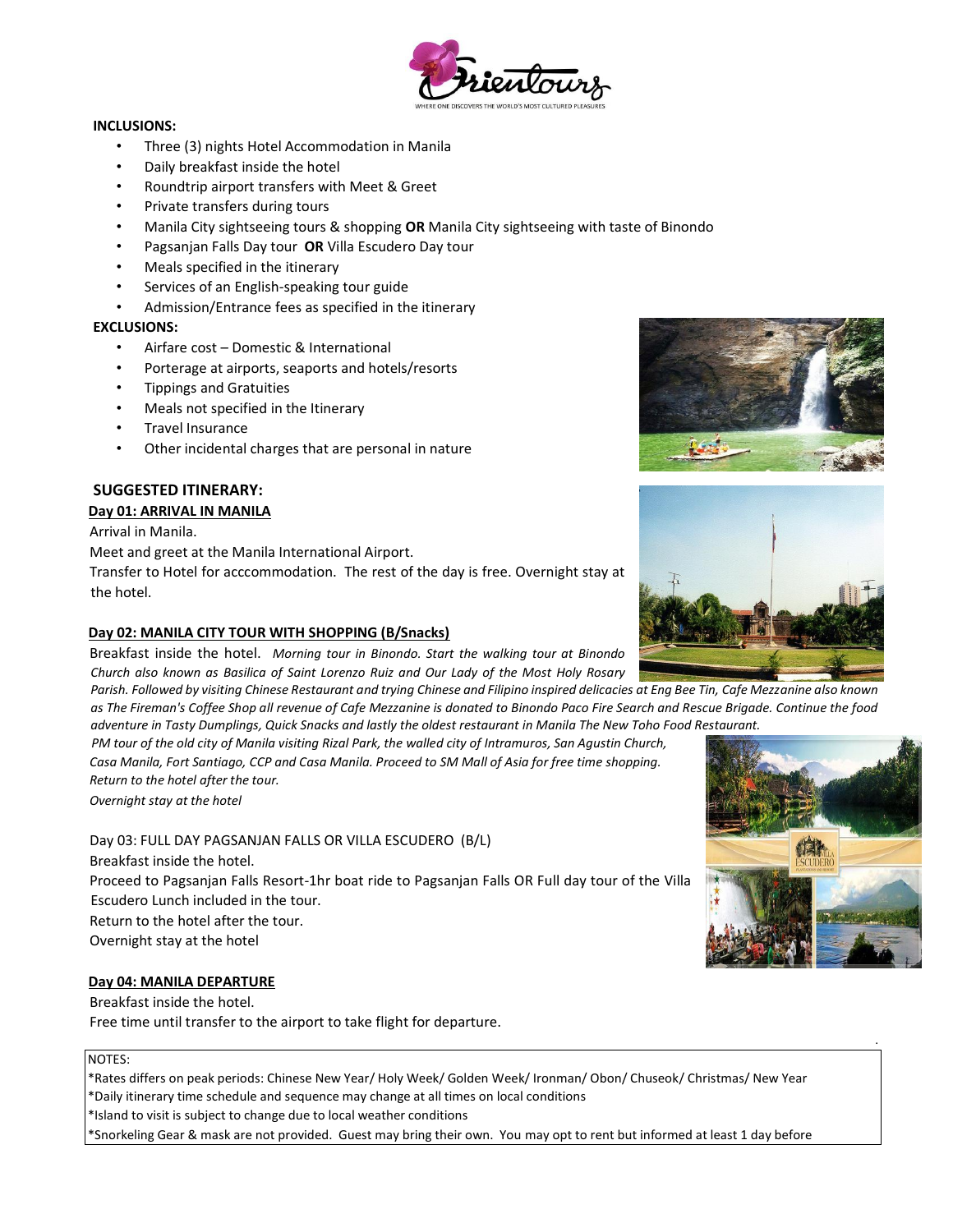**INCLUSIONS:**

- Three (3) nights Hotel Accommodation in Manila
- Daily breakfast inside the hotel
- Roundtrip airport transfers with Meet & Greet
- Private transfers during tours
- Manila City sightseeing tours & shopping **OR** Manila City sightseeing with taste of Binondo
- Pagsanjan Falls Day tour **OR** Villa Escudero Day tour
- Meals specified in the itinerary
- Services of an English-speaking tour guide
- Admission/Entrance fees as specified in the itinerary

**EXCLUSIONS:**

- Airfare cost – Domestic & International
- Porterage at airports, seaports and hotels/resorts
- Tippings and Gratuities
- Meals not specified in the Itinerary
- Travel Insurance
- Other incidental charges that are personal in nature

**SUGGESTED ITINERARY:**

**Day 01: ARRIVAL IN MANILA**

Arrival in Manila.
Meet and greet at the Manila International Airport.
Transfer to Hotel for acccommodation. The rest of the day is free. Overnight stay at the hotel.

**Day 02: MANILA CITY TOUR WITH SHOPPING (B/Snacks)**

Breakfast inside the hotel. *Morning tour in Binondo. Start the walking tour at Binondo Church also known as Basilica of Saint Lorenzo Ruiz and Our Lady of the Most Holy Rosary Parish. Followed by visiting Chinese Restaurant and trying Chinese and Filipino inspired delicacies at Eng Bee Tin, Cafe Mezzanine also known as The Fireman's Coffee Shop all revenue of Cafe Mezzanine is donated to Binondo Paco Fire Search and Rescue Brigade. Continue the food adventure in Tasty Dumplings, Quick Snacks and lastly the oldest restaurant in Manila The New Toho Food Restaurant.*

*PM tour of the old city of Manila visiting Rizal Park, the walled city of Intramuros, San Agustin Church, Casa Manila, Fort Santiago, CCP and Casa Manila. Proceed to SM Mall of Asia for free time shopping. Return to the hotel after the tour.*

*Overnight stay at the hotel*

Day 03: FULL DAY PAGSANJAN FALLS OR VILLA ESCUDERO (B/L)

Breakfast inside the hotel.
Proceed to Pagsanjan Falls Resort-1hr boat ride to Pagsanjan Falls OR Full day tour of the Villa Escudero Lunch included in the tour.
Return to the hotel after the tour.
Overnight stay at the hotel

**Day 04: MANILA DEPARTURE**

Breakfast inside the hotel.
Free time until transfer to the airport to take flight for departure.

NOTES:
*Rates differs on peak periods: Chinese New Year/ Holy Week/ Golden Week/ Ironman/ Obon/ Chuseok/ Christmas/ New Year
*Daily itinerary time schedule and sequence may change at all times on local conditions
*Island to visit is subject to change due to local weather conditions
*Snorkeling Gear & mask are not provided. Guest may bring their own. You may opt to rent but informed at least 1 day before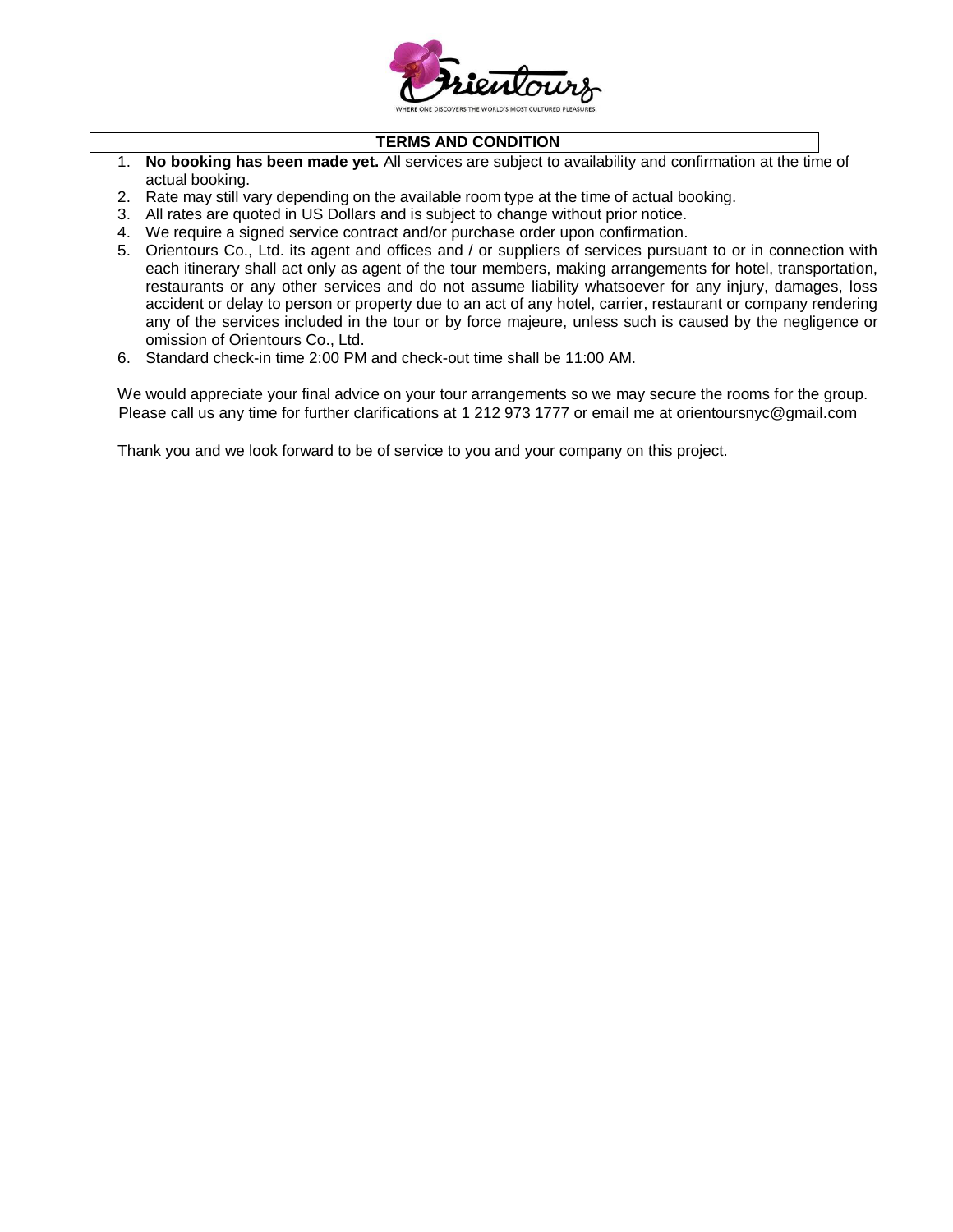## TERMS AND CONDITION

1. **No booking has been made yet.** All services are subject to availability and confirmation at the time of actual booking.
2. Rate may still vary depending on the available room type at the time of actual booking.
3. All rates are quoted in US Dollars and is subject to change without prior notice.
4. We require a signed service contract and/or purchase order upon confirmation.
5. Orientours Co., Ltd. its agent and offices and / or suppliers of services pursuant to or in connection with each itinerary shall act only as agent of the tour members, making arrangements for hotel, transportation, restaurants or any other services and do not assume liability whatsoever for any injury, damages, loss accident or delay to person or property due to an act of any hotel, carrier, restaurant or company rendering any of the services included in the tour or by force majeure, unless such is caused by the negligence or omission of Orientours Co., Ltd.
6. Standard check-in time 2:00 PM and check-out time shall be 11:00 AM.

We would appreciate your final advice on your tour arrangements so we may secure the rooms for the group. Please call us any time for further clarifications at 1 212 973 1777 or email me at orientoursnyc@gmail.com

Thank you and we look forward to be of service to you and your company on this project.